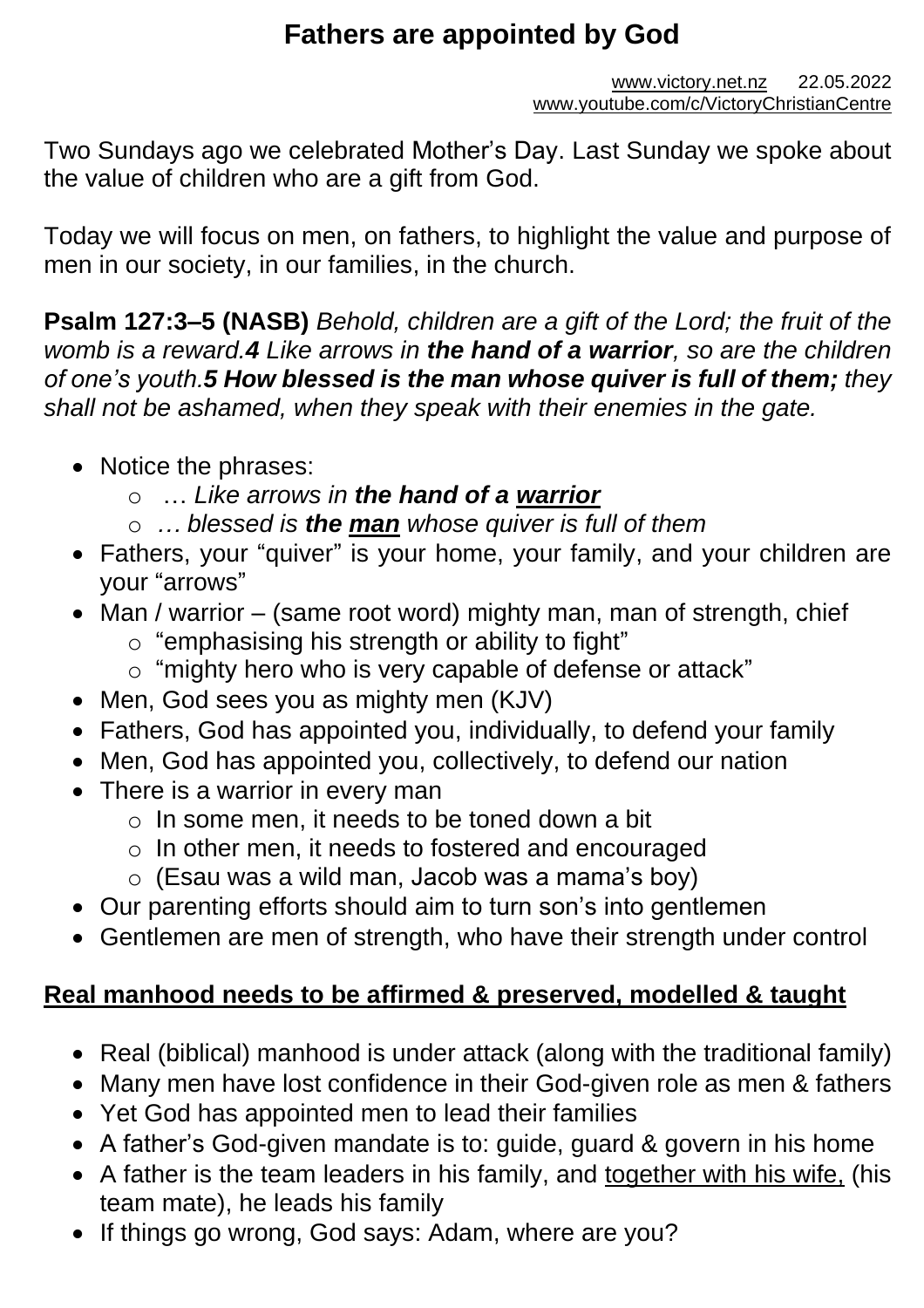# Fathers are appointed by God

www.victory.net.nz 22.05.2022
www.youtube.com/c/VictoryChristianCentre

Two Sundays ago we celebrated Mother's Day. Last Sunday we spoke about the value of children who are a gift from God.

Today we will focus on men, on fathers, to highlight the value and purpose of men in our society, in our families, in the church.

**Psalm 127:3–5 (NASB)** *Behold, children are a gift of the Lord; the fruit of the womb is a reward.**4** Like arrows in **the hand of a warrior**, so are the children of one's youth.**5 How blessed is the man whose quiver is full of them;** they shall not be ashamed, when they speak with their enemies in the gate.*

- Notice the phrases:
  - … *Like arrows in **the hand of a <u>warrior</u>***
  - *… blessed is **the <u>man</u>** whose quiver is full of them*
- Fathers, your "quiver" is your home, your family, and your children are your "arrows"
- Man / warrior – (same root word) mighty man, man of strength, chief
  - "emphasising his strength or ability to fight"
  - "mighty hero who is very capable of defense or attack"
- Men, God sees you as mighty men (KJV)
- Fathers, God has appointed you, individually, to defend your family
- Men, God has appointed you, collectively, to defend our nation
- There is a warrior in every man
  - In some men, it needs to be toned down a bit
  - In other men, it needs to fostered and encouraged
  - (Esau was a wild man, Jacob was a mama's boy)
- Our parenting efforts should aim to turn son's into gentlemen
- Gentlemen are men of strength, who have their strength under control

## <u>Real manhood needs to be affirmed & preserved, modelled & taught</u>

- Real (biblical) manhood is under attack (along with the traditional family)
- Many men have lost confidence in their God-given role as men & fathers
- Yet God has appointed men to lead their families
- A father's God-given mandate is to: guide, guard & govern in his home
- A father is the team leaders in his family, and <u>together with his wife,</u> (his team mate), he leads his family
- If things go wrong, God says: Adam, where are you?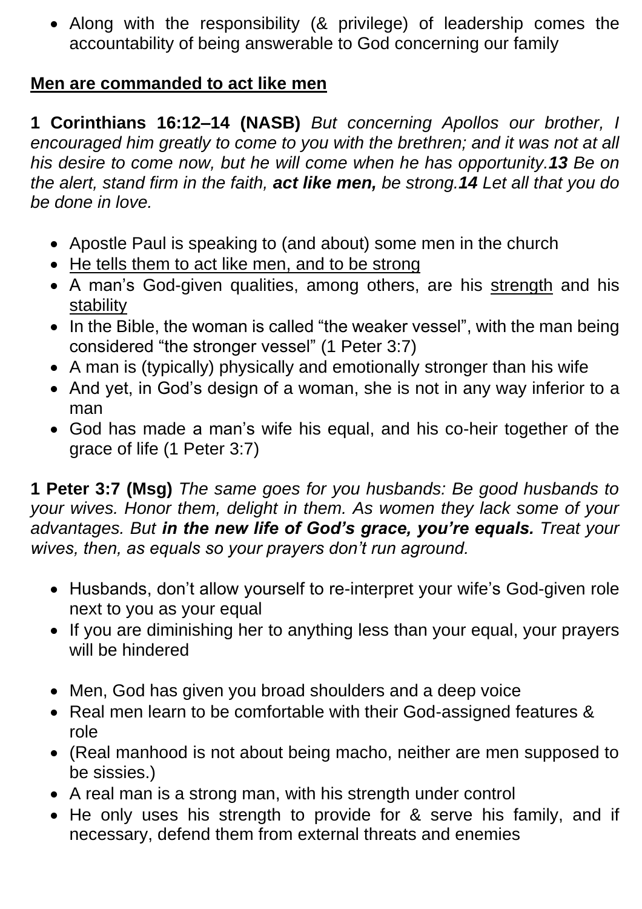- Along with the responsibility (& privilege) of leadership comes the accountability of being answerable to God concerning our family

**<u>Men are commanded to act like men</u>**

**1 Corinthians 16:12–14 (NASB)** *But concerning Apollos our brother, I encouraged him greatly to come to you with the brethren; and it was not at all his desire to come now, but he will come when he has opportunity.**13** Be on the alert, stand firm in the faith, **act like men,** be strong.**14** Let all that you do be done in love.*

- Apostle Paul is speaking to (and about) some men in the church
- <u>He tells them to act like men, and to be strong</u>
- A man's God-given qualities, among others, are his <u>strength</u> and his <u>stability</u>
- In the Bible, the woman is called "the weaker vessel", with the man being considered "the stronger vessel" (1 Peter 3:7)
- A man is (typically) physically and emotionally stronger than his wife
- And yet, in God's design of a woman, she is not in any way inferior to a man
- God has made a man's wife his equal, and his co-heir together of the grace of life (1 Peter 3:7)

**1 Peter 3:7 (Msg)** *The same goes for you husbands: Be good husbands to your wives. Honor them, delight in them. As women they lack some of your advantages. But **in the new life of God's grace, you're equals.** Treat your wives, then, as equals so your prayers don't run aground.*

- Husbands, don't allow yourself to re-interpret your wife's God-given role next to you as your equal
- If you are diminishing her to anything less than your equal, your prayers will be hindered

- Men, God has given you broad shoulders and a deep voice
- Real men learn to be comfortable with their God-assigned features & role
- (Real manhood is not about being macho, neither are men supposed to be sissies.)
- A real man is a strong man, with his strength under control
- He only uses his strength to provide for & serve his family, and if necessary, defend them from external threats and enemies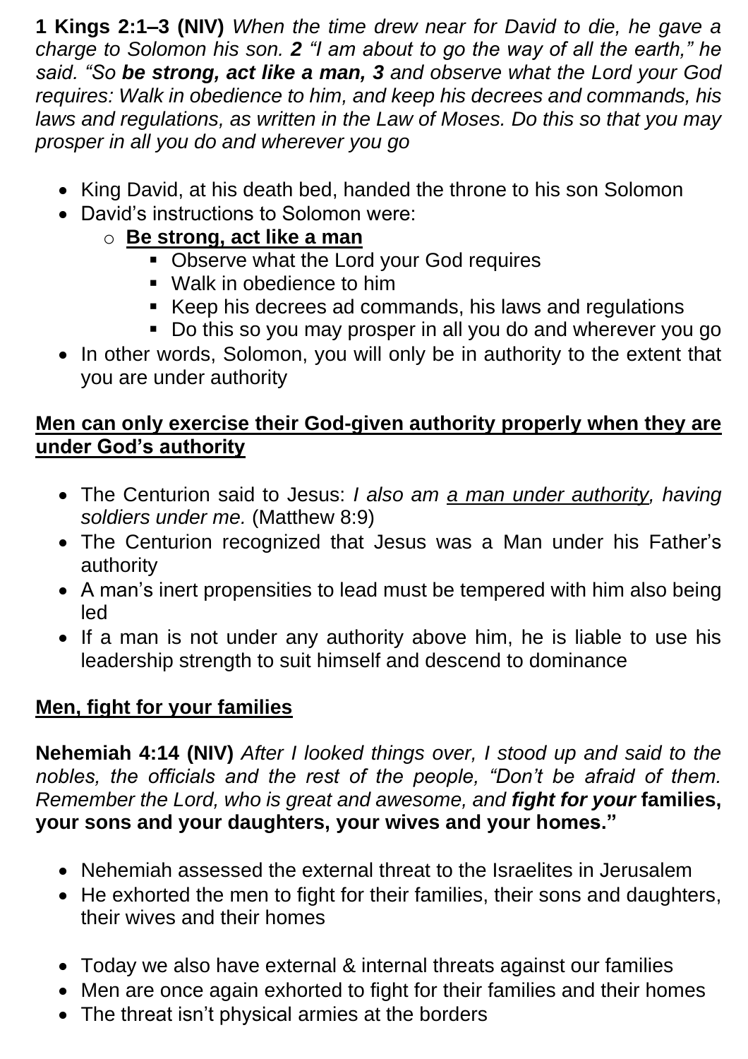**1 Kings 2:1–3 (NIV)** *When the time drew near for David to die, he gave a charge to Solomon his son.* ***2*** *"I am about to go the way of all the earth," he said. "So* ***be strong, act like a man, 3*** *and observe what the Lord your God requires: Walk in obedience to him, and keep his decrees and commands, his laws and regulations, as written in the Law of Moses. Do this so that you may prosper in all you do and wherever you go*

- King David, at his death bed, handed the throne to his son Solomon
- David's instructions to Solomon were:
  - **<u>Be strong, act like a man</u>**
    - Observe what the Lord your God requires
    - Walk in obedience to him
    - Keep his decrees ad commands, his laws and regulations
    - Do this so you may prosper in all you do and wherever you go
- In other words, Solomon, you will only be in authority to the extent that you are under authority

**<u>Men can only exercise their God-given authority properly when they are under God's authority</u>**

- The Centurion said to Jesus: *I also am <u>a man under authority</u>, having soldiers under me.* (Matthew 8:9)
- The Centurion recognized that Jesus was a Man under his Father's authority
- A man's inert propensities to lead must be tempered with him also being led
- If a man is not under any authority above him, he is liable to use his leadership strength to suit himself and descend to dominance

**<u>Men, fight for your families</u>**

**Nehemiah 4:14 (NIV)** *After I looked things over, I stood up and said to the nobles, the officials and the rest of the people, "Don't be afraid of them. Remember the Lord, who is great and awesome, and* ***fight for your*** **families, your sons and your daughters, your wives and your homes."**

- Nehemiah assessed the external threat to the Israelites in Jerusalem
- He exhorted the men to fight for their families, their sons and daughters, their wives and their homes

- Today we also have external & internal threats against our families
- Men are once again exhorted to fight for their families and their homes
- The threat isn't physical armies at the borders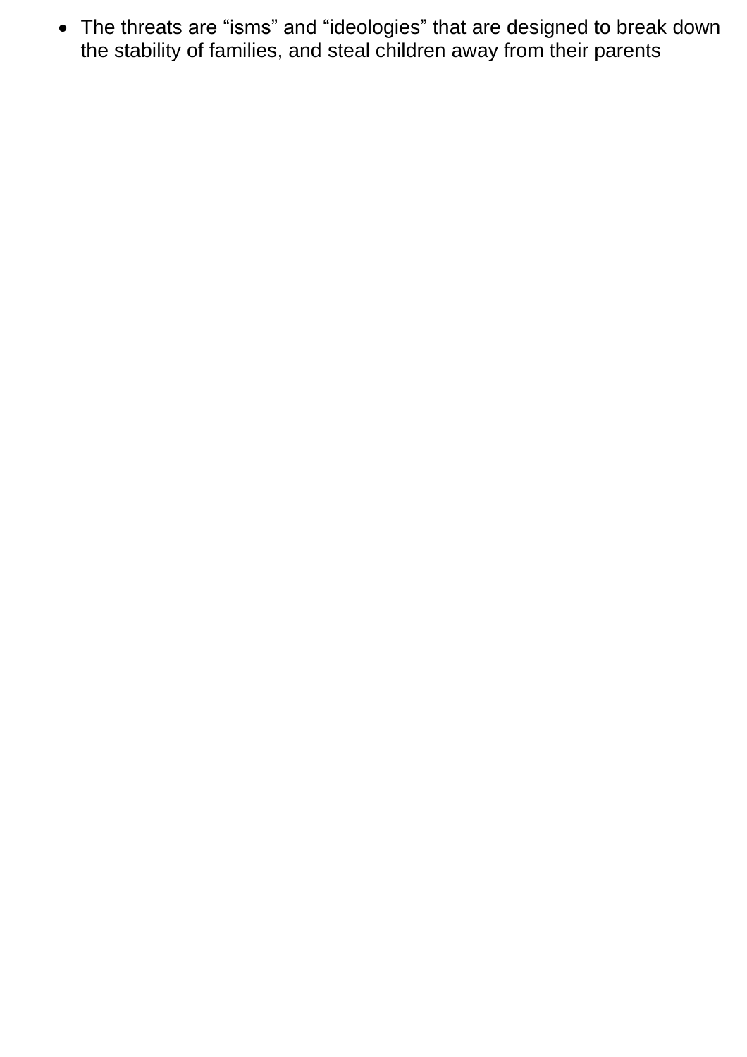- The threats are "isms" and "ideologies" that are designed to break down the stability of families, and steal children away from their parents